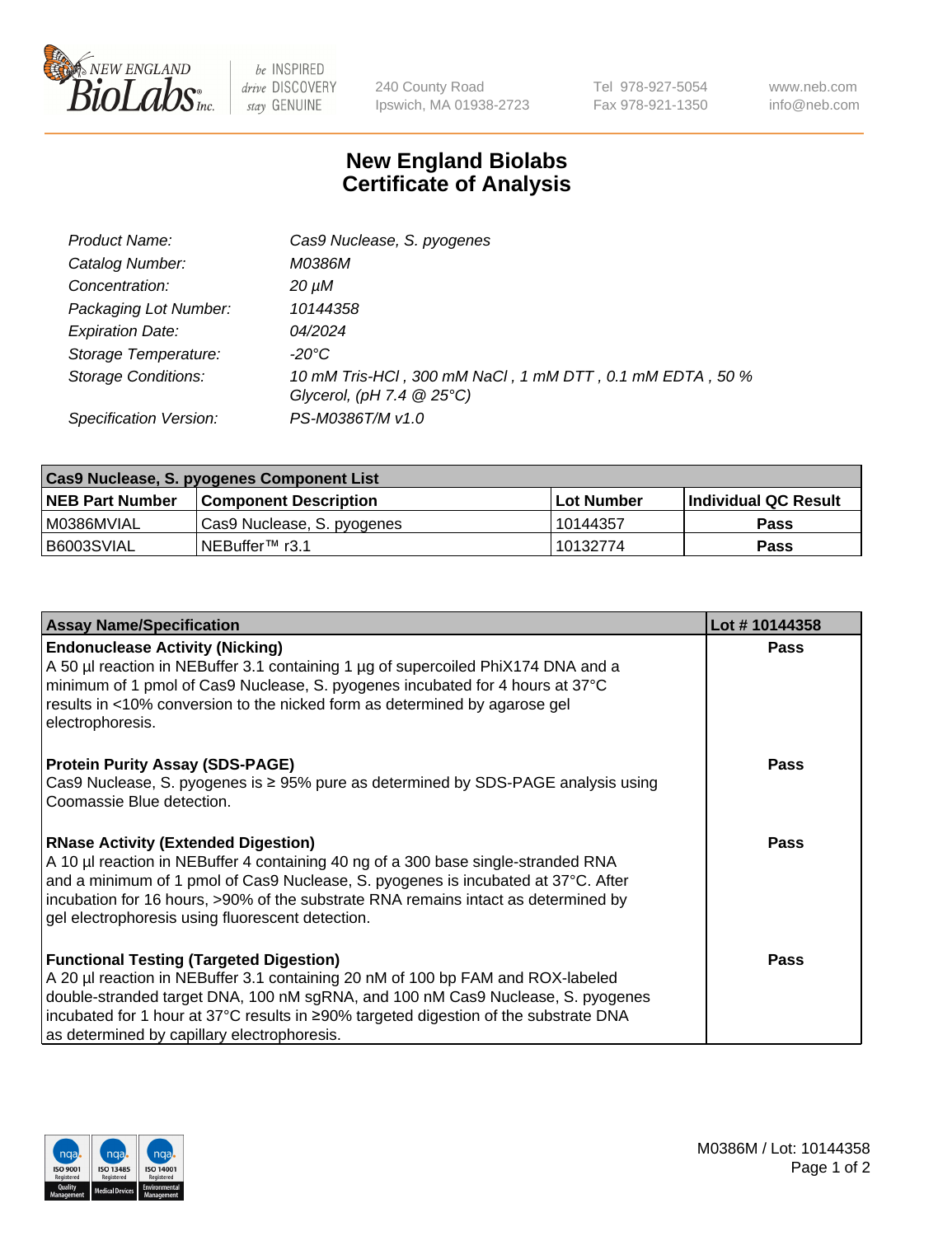# New England Biolabs Certificate of Analysis

| | |
|---|---|
| *Product Name:* | *Cas9 Nuclease, S. pyogenes* |
| *Catalog Number:* | *M0386M* |
| *Concentration:* | *20 µM* |
| *Packaging Lot Number:* | *10144358* |
| *Expiration Date:* | *04/2024* |
| *Storage Temperature:* | *-20°C* |
| *Storage Conditions:* | *10 mM Tris-HCl , 300 mM NaCl , 1 mM DTT , 0.1 mM EDTA , 50 % Glycerol, (pH 7.4 @ 25°C)* |
| *Specification Version:* | *PS-M0386T/M v1.0* |

| Cas9 Nuclease, S. pyogenes Component List | | | |
|---|---|---|---|
| **NEB Part Number** | **Component Description** | **Lot Number** | **Individual QC Result** |
| M0386MVIAL | Cas9 Nuclease, S. pyogenes | 10144357 | **Pass** |
| B6003SVIAL | NEBuffer™ r3.1 | 10132774 | **Pass** |

| Assay Name/Specification | Lot # 10144358 |
|---|---|
| **Endonuclease Activity (Nicking)**<br>A 50 µl reaction in NEBuffer 3.1 containing 1 µg of supercoiled PhiX174 DNA and a minimum of 1 pmol of Cas9 Nuclease, S. pyogenes incubated for 4 hours at 37°C results in <10% conversion to the nicked form as determined by agarose gel electrophoresis. | **Pass** |
| **Protein Purity Assay (SDS-PAGE)**<br>Cas9 Nuclease, S. pyogenes is ≥ 95% pure as determined by SDS-PAGE analysis using Coomassie Blue detection. | **Pass** |
| **RNase Activity (Extended Digestion)**<br>A 10 µl reaction in NEBuffer 4 containing 40 ng of a 300 base single-stranded RNA and a minimum of 1 pmol of Cas9 Nuclease, S. pyogenes is incubated at 37°C. After incubation for 16 hours, >90% of the substrate RNA remains intact as determined by gel electrophoresis using fluorescent detection. | **Pass** |
| **Functional Testing (Targeted Digestion)**<br>A 20 µl reaction in NEBuffer 3.1 containing 20 nM of 100 bp FAM and ROX-labeled double-stranded target DNA, 100 nM sgRNA, and 100 nM Cas9 Nuclease, S. pyogenes incubated for 1 hour at 37°C results in ≥90% targeted digestion of the substrate DNA as determined by capillary electrophoresis. | **Pass** |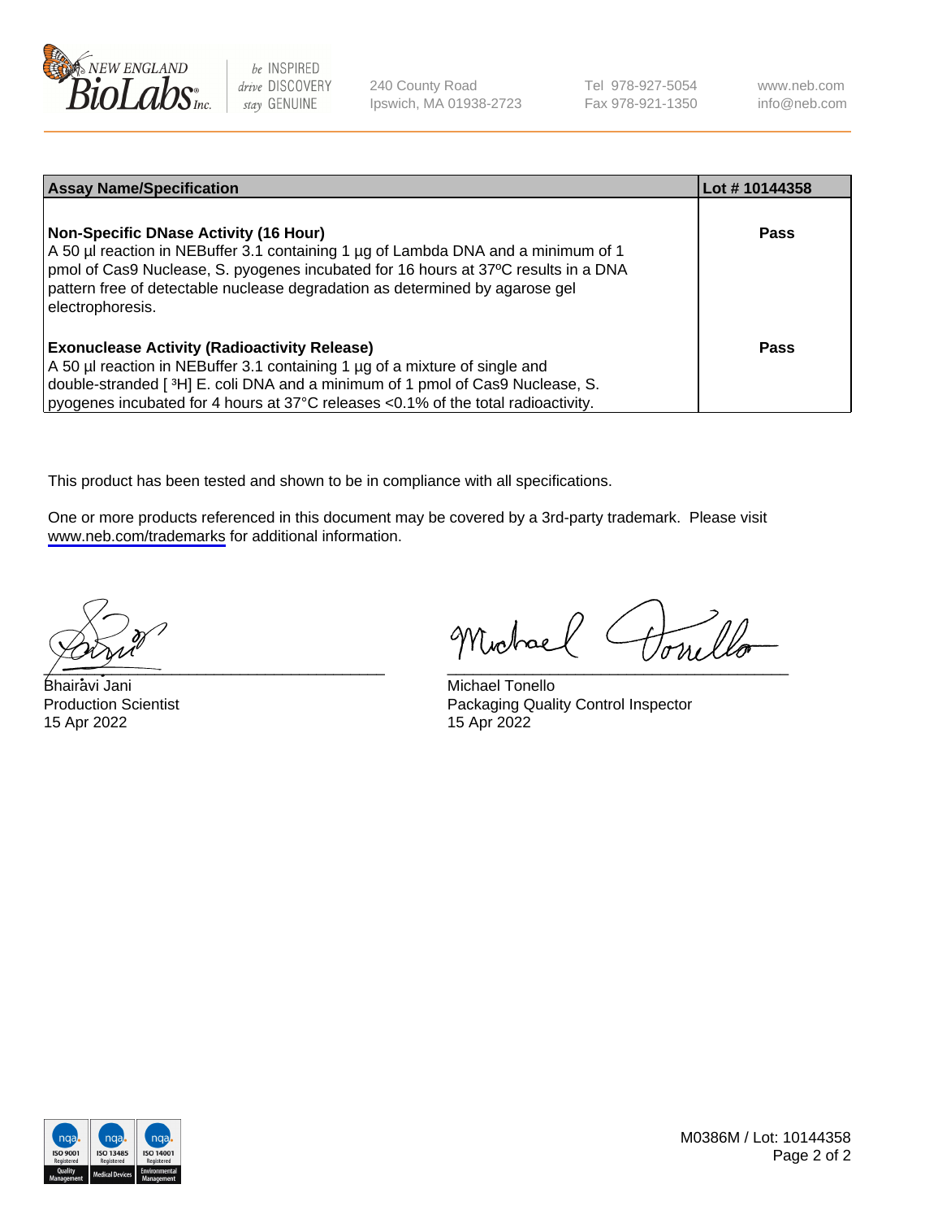240 County Road
Ipswich, MA 01938-2723

Tel 978-927-5054
Fax 978-921-1350

www.neb.com
info@neb.com

| Assay Name/Specification | Lot # 10144358 |
|---|---|
| **Non-Specific DNase Activity (16 Hour)**<br>A 50 µl reaction in NEBuffer 3.1 containing 1 µg of Lambda DNA and a minimum of 1 pmol of Cas9 Nuclease, S. pyogenes incubated for 16 hours at 37ºC results in a DNA pattern free of detectable nuclease degradation as determined by agarose gel electrophoresis. | **Pass** |
| **Exonuclease Activity (Radioactivity Release)**<br>A 50 µl reaction in NEBuffer 3.1 containing 1 µg of a mixture of single and double-stranded [ $^3$H] E. coli DNA and a minimum of 1 pmol of Cas9 Nuclease, S. pyogenes incubated for 4 hours at 37°C releases <0.1% of the total radioactivity. | **Pass** |

This product has been tested and shown to be in compliance with all specifications.

One or more products referenced in this document may be covered by a 3rd-party trademark. Please visit www.neb.com/trademarks for additional information.

Bhairavi Jani
Production Scientist
15 Apr 2022

Michael Tonello
Packaging Quality Control Inspector
15 Apr 2022

M0386M / Lot: 10144358